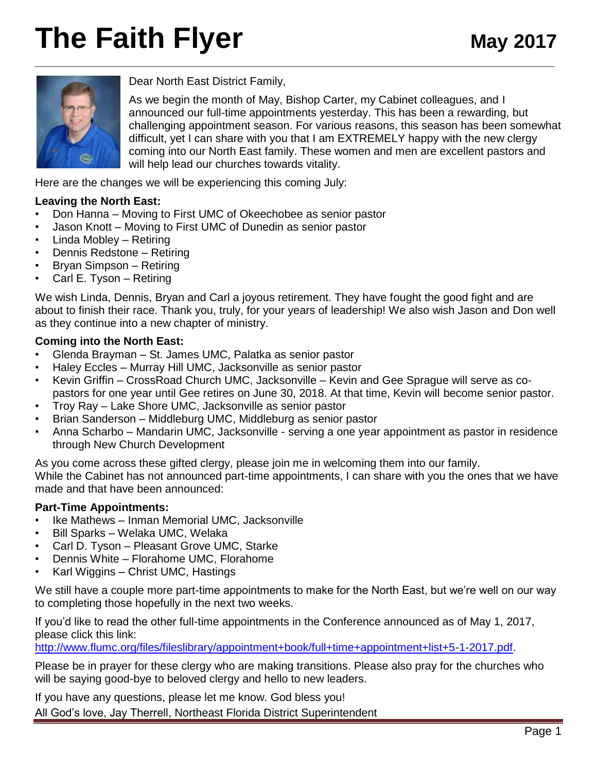# The Faith Flyer

**May 2017**

Dear North East District Family,

As we begin the month of May, Bishop Carter, my Cabinet colleagues, and I announced our full-time appointments yesterday. This has been a rewarding, but challenging appointment season. For various reasons, this season has been somewhat difficult, yet I can share with you that I am EXTREMELY happy with the new clergy coming into our North East family. These women and men are excellent pastors and will help lead our churches towards vitality.

Here are the changes we will be experiencing this coming July:

**Leaving the North East:**

- Don Hanna – Moving to First UMC of Okeechobee as senior pastor
- Jason Knott – Moving to First UMC of Dunedin as senior pastor
- Linda Mobley – Retiring
- Dennis Redstone – Retiring
- Bryan Simpson – Retiring
- Carl E. Tyson – Retiring

We wish Linda, Dennis, Bryan and Carl a joyous retirement. They have fought the good fight and are about to finish their race. Thank you, truly, for your years of leadership! We also wish Jason and Don well as they continue into a new chapter of ministry.

**Coming into the North East:**

- Glenda Brayman – St. James UMC, Palatka as senior pastor
- Haley Eccles – Murray Hill UMC, Jacksonville as senior pastor
- Kevin Griffin – CrossRoad Church UMC, Jacksonville – Kevin and Gee Sprague will serve as co-pastors for one year until Gee retires on June 30, 2018. At that time, Kevin will become senior pastor.
- Troy Ray – Lake Shore UMC, Jacksonville as senior pastor
- Brian Sanderson – Middleburg UMC, Middleburg as senior pastor
- Anna Scharbo – Mandarin UMC, Jacksonville - serving a one year appointment as pastor in residence through New Church Development

As you come across these gifted clergy, please join me in welcoming them into our family.
While the Cabinet has not announced part-time appointments, I can share with you the ones that we have made and that have been announced:

**Part-Time Appointments:**

- Ike Mathews – Inman Memorial UMC, Jacksonville
- Bill Sparks – Welaka UMC, Welaka
- Carl D. Tyson – Pleasant Grove UMC, Starke
- Dennis White – Florahome UMC, Florahome
- Karl Wiggins – Christ UMC, Hastings

We still have a couple more part-time appointments to make for the North East, but we're well on our way to completing those hopefully in the next two weeks.

If you'd like to read the other full-time appointments in the Conference announced as of May 1, 2017, please click this link:
http://www.flumc.org/files/fileslibrary/appointment+book/full+time+appointment+list+5-1-2017.pdf.

Please be in prayer for these clergy who are making transitions. Please also pray for the churches who will be saying good-bye to beloved clergy and hello to new leaders.

If you have any questions, please let me know. God bless you!

All God's love, Jay Therrell, Northeast Florida District Superintendent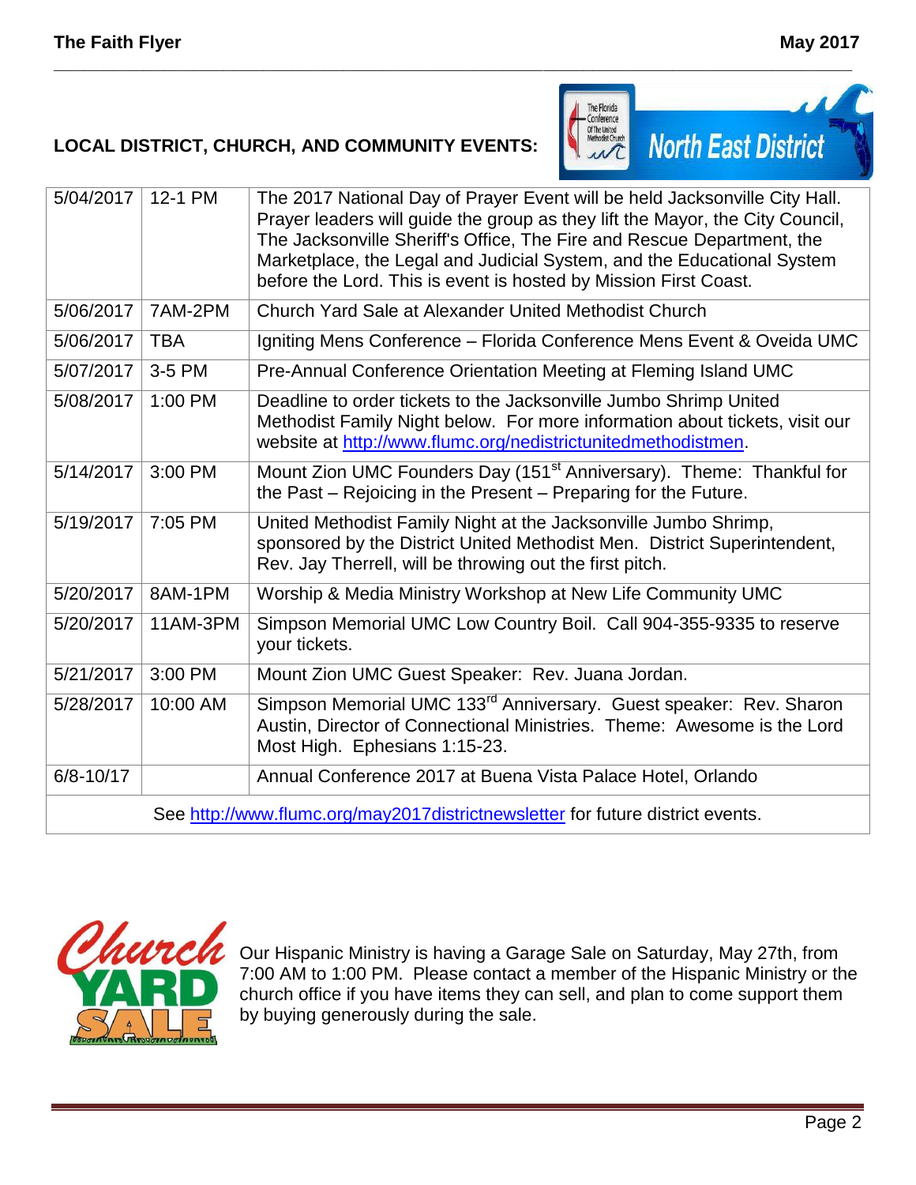## LOCAL DISTRICT, CHURCH, AND COMMUNITY EVENTS:

| | | |
|---|---|---|
| 5/04/2017 | 12-1 PM | The 2017 National Day of Prayer Event will be held Jacksonville City Hall. Prayer leaders will guide the group as they lift the Mayor, the City Council, The Jacksonville Sheriff's Office, The Fire and Rescue Department, the Marketplace, the Legal and Judicial System, and the Educational System before the Lord. This is event is hosted by Mission First Coast. |
| 5/06/2017 | 7AM-2PM | Church Yard Sale at Alexander United Methodist Church |
| 5/06/2017 | TBA | Igniting Mens Conference – Florida Conference Mens Event & Oveida UMC |
| 5/07/2017 | 3-5 PM | Pre-Annual Conference Orientation Meeting at Fleming Island UMC |
| 5/08/2017 | 1:00 PM | Deadline to order tickets to the Jacksonville Jumbo Shrimp United Methodist Family Night below. For more information about tickets, visit our website at http://www.flumc.org/nedistrictunitedmethodistmen. |
| 5/14/2017 | 3:00 PM | Mount Zion UMC Founders Day (151st Anniversary). Theme: Thankful for the Past – Rejoicing in the Present – Preparing for the Future. |
| 5/19/2017 | 7:05 PM | United Methodist Family Night at the Jacksonville Jumbo Shrimp, sponsored by the District United Methodist Men. District Superintendent, Rev. Jay Therrell, will be throwing out the first pitch. |
| 5/20/2017 | 8AM-1PM | Worship & Media Ministry Workshop at New Life Community UMC |
| 5/20/2017 | 11AM-3PM | Simpson Memorial UMC Low Country Boil. Call 904-355-9335 to reserve your tickets. |
| 5/21/2017 | 3:00 PM | Mount Zion UMC Guest Speaker: Rev. Juana Jordan. |
| 5/28/2017 | 10:00 AM | Simpson Memorial UMC 133rd Anniversary. Guest speaker: Rev. Sharon Austin, Director of Connectional Ministries. Theme: Awesome is the Lord Most High. Ephesians 1:15-23. |
| 6/8-10/17 | | Annual Conference 2017 at Buena Vista Palace Hotel, Orlando |
| See http://www.flumc.org/may2017districtnewsletter for future district events. | | |

Our Hispanic Ministry is having a Garage Sale on Saturday, May 27th, from 7:00 AM to 1:00 PM. Please contact a member of the Hispanic Ministry or the church office if you have items they can sell, and plan to come support them by buying generously during the sale.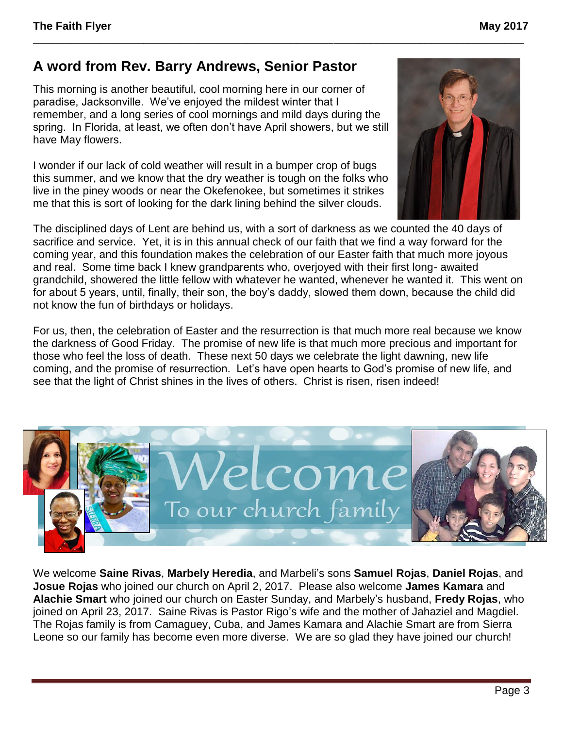## A word from Rev. Barry Andrews, Senior Pastor

This morning is another beautiful, cool morning here in our corner of paradise, Jacksonville. We've enjoyed the mildest winter that I remember, and a long series of cool mornings and mild days during the spring. In Florida, at least, we often don't have April showers, but we still have May flowers.

I wonder if our lack of cold weather will result in a bumper crop of bugs this summer, and we know that the dry weather is tough on the folks who live in the piney woods or near the Okefenokee, but sometimes it strikes me that this is sort of looking for the dark lining behind the silver clouds.

The disciplined days of Lent are behind us, with a sort of darkness as we counted the 40 days of sacrifice and service. Yet, it is in this annual check of our faith that we find a way forward for the coming year, and this foundation makes the celebration of our Easter faith that much more joyous and real. Some time back I knew grandparents who, overjoyed with their first long- awaited grandchild, showered the little fellow with whatever he wanted, whenever he wanted it. This went on for about 5 years, until, finally, their son, the boy's daddy, slowed them down, because the child did not know the fun of birthdays or holidays.

For us, then, the celebration of Easter and the resurrection is that much more real because we know the darkness of Good Friday. The promise of new life is that much more precious and important for those who feel the loss of death. These next 50 days we celebrate the light dawning, new life coming, and the promise of resurrection. Let's have open hearts to God's promise of new life, and see that the light of Christ shines in the lives of others. Christ is risen, risen indeed!

Welcome To our church family

We welcome **Saine Rivas**, **Marbely Heredia**, and Marbeli's sons **Samuel Rojas**, **Daniel Rojas**, and **Josue Rojas** who joined our church on April 2, 2017. Please also welcome **James Kamara** and **Alachie Smart** who joined our church on Easter Sunday, and Marbely's husband, **Fredy Rojas**, who joined on April 23, 2017. Saine Rivas is Pastor Rigo's wife and the mother of Jahaziel and Magdiel. The Rojas family is from Camaguey, Cuba, and James Kamara and Alachie Smart are from Sierra Leone so our family has become even more diverse. We are so glad they have joined our church!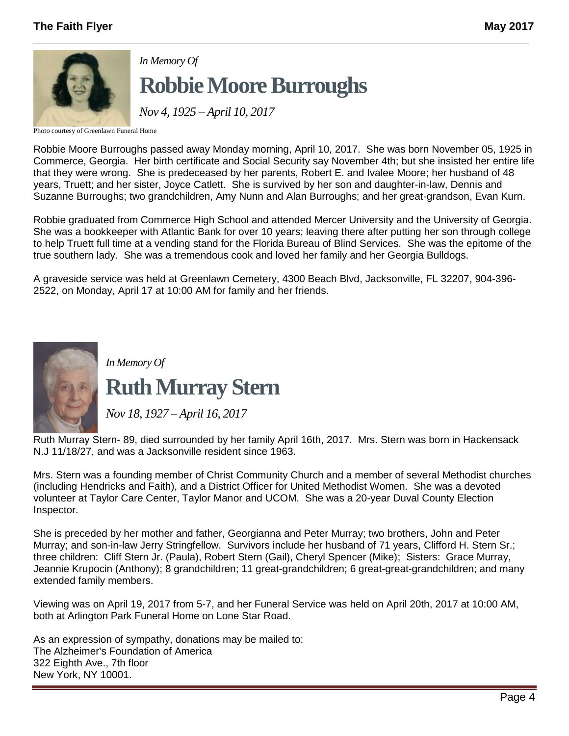*In Memory Of*

# Robbie Moore Burroughs

*Nov 4, 1925 – April 10, 2017*

Photo courtesy of Greenlawn Funeral Home

Robbie Moore Burroughs passed away Monday morning, April 10, 2017. She was born November 05, 1925 in Commerce, Georgia. Her birth certificate and Social Security say November 4th; but she insisted her entire life that they were wrong. She is predeceased by her parents, Robert E. and Ivalee Moore; her husband of 48 years, Truett; and her sister, Joyce Catlett. She is survived by her son and daughter-in-law, Dennis and Suzanne Burroughs; two grandchildren, Amy Nunn and Alan Burroughs; and her great-grandson, Evan Kurn.

Robbie graduated from Commerce High School and attended Mercer University and the University of Georgia. She was a bookkeeper with Atlantic Bank for over 10 years; leaving there after putting her son through college to help Truett full time at a vending stand for the Florida Bureau of Blind Services. She was the epitome of the true southern lady. She was a tremendous cook and loved her family and her Georgia Bulldogs.

A graveside service was held at Greenlawn Cemetery, 4300 Beach Blvd, Jacksonville, FL 32207, 904-396-2522, on Monday, April 17 at 10:00 AM for family and her friends.

*In Memory Of*

# Ruth Murray Stern

*Nov 18, 1927 – April 16, 2017*

Ruth Murray Stern- 89, died surrounded by her family April 16th, 2017. Mrs. Stern was born in Hackensack N.J 11/18/27, and was a Jacksonville resident since 1963.

Mrs. Stern was a founding member of Christ Community Church and a member of several Methodist churches (including Hendricks and Faith), and a District Officer for United Methodist Women. She was a devoted volunteer at Taylor Care Center, Taylor Manor and UCOM. She was a 20-year Duval County Election Inspector.

She is preceded by her mother and father, Georgianna and Peter Murray; two brothers, John and Peter Murray; and son-in-law Jerry Stringfellow. Survivors include her husband of 71 years, Clifford H. Stern Sr.; three children: Cliff Stern Jr. (Paula), Robert Stern (Gail), Cheryl Spencer (Mike); Sisters: Grace Murray, Jeannie Krupocin (Anthony); 8 grandchildren; 11 great-grandchildren; 6 great-great-grandchildren; and many extended family members.

Viewing was on April 19, 2017 from 5-7, and her Funeral Service was held on April 20th, 2017 at 10:00 AM, both at Arlington Park Funeral Home on Lone Star Road.

As an expression of sympathy, donations may be mailed to:
The Alzheimer's Foundation of America
322 Eighth Ave., 7th floor
New York, NY 10001.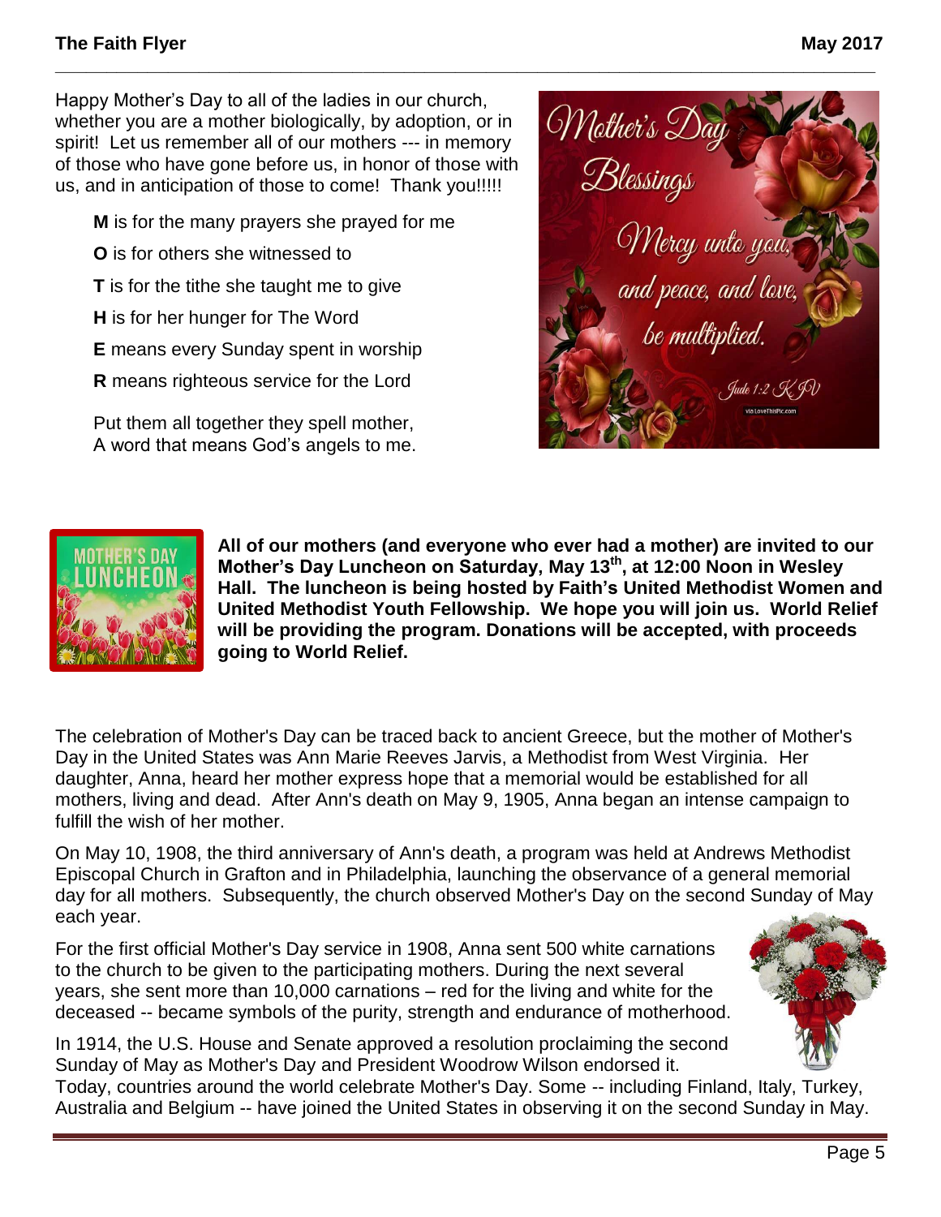Happy Mother's Day to all of the ladies in our church, whether you are a mother biologically, by adoption, or in spirit! Let us remember all of our mothers --- in memory of those who have gone before us, in honor of those with us, and in anticipation of those to come! Thank you!!!!!

**M** is for the many prayers she prayed for me

**O** is for others she witnessed to

**T** is for the tithe she taught me to give

**H** is for her hunger for The Word

**E** means every Sunday spent in worship

**R** means righteous service for the Lord

Put them all together they spell mother,
A word that means God's angels to me.

**All of our mothers (and everyone who ever had a mother) are invited to our Mother's Day Luncheon on Saturday, May 13th, at 12:00 Noon in Wesley Hall. The luncheon is being hosted by Faith's United Methodist Women and United Methodist Youth Fellowship. We hope you will join us. World Relief will be providing the program. Donations will be accepted, with proceeds going to World Relief.**

The celebration of Mother's Day can be traced back to ancient Greece, but the mother of Mother's Day in the United States was Ann Marie Reeves Jarvis, a Methodist from West Virginia. Her daughter, Anna, heard her mother express hope that a memorial would be established for all mothers, living and dead. After Ann's death on May 9, 1905, Anna began an intense campaign to fulfill the wish of her mother.

On May 10, 1908, the third anniversary of Ann's death, a program was held at Andrews Methodist Episcopal Church in Grafton and in Philadelphia, launching the observance of a general memorial day for all mothers. Subsequently, the church observed Mother's Day on the second Sunday of May each year.

For the first official Mother's Day service in 1908, Anna sent 500 white carnations to the church to be given to the participating mothers. During the next several years, she sent more than 10,000 carnations – red for the living and white for the deceased -- became symbols of the purity, strength and endurance of motherhood.

In 1914, the U.S. House and Senate approved a resolution proclaiming the second Sunday of May as Mother's Day and President Woodrow Wilson endorsed it. Today, countries around the world celebrate Mother's Day. Some -- including Finland, Italy, Turkey, Australia and Belgium -- have joined the United States in observing it on the second Sunday in May.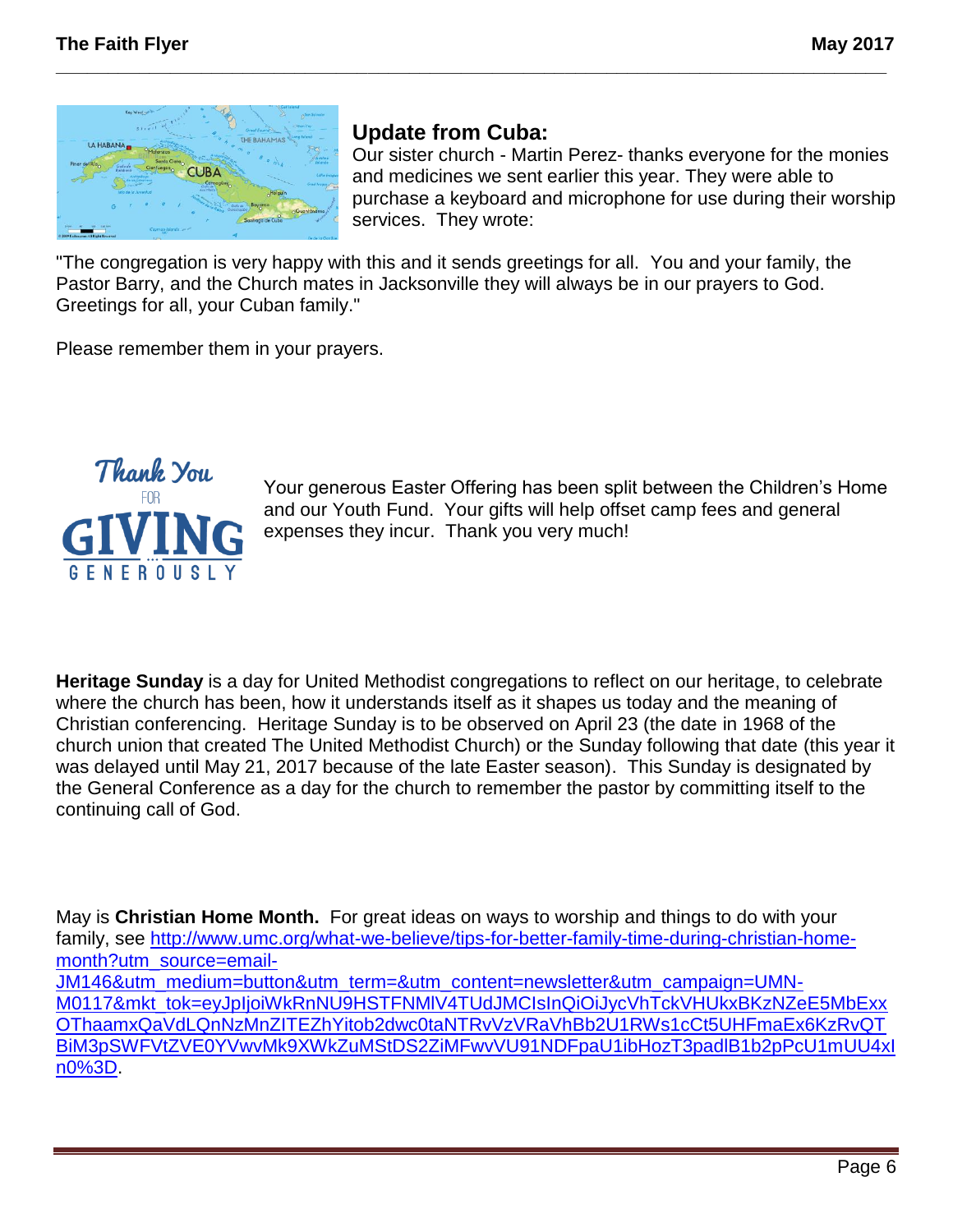## Update from Cuba:

Our sister church - Martin Perez- thanks everyone for the monies and medicines we sent earlier this year. They were able to purchase a keyboard and microphone for use during their worship services. They wrote:

"The congregation is very happy with this and it sends greetings for all. You and your family, the Pastor Barry, and the Church mates in Jacksonville they will always be in our prayers to God. Greetings for all, your Cuban family."

Please remember them in your prayers.

Your generous Easter Offering has been split between the Children's Home and our Youth Fund. Your gifts will help offset camp fees and general expenses they incur. Thank you very much!

**Heritage Sunday** is a day for United Methodist congregations to reflect on our heritage, to celebrate where the church has been, how it understands itself as it shapes us today and the meaning of Christian conferencing. Heritage Sunday is to be observed on April 23 (the date in 1968 of the church union that created The United Methodist Church) or the Sunday following that date (this year it was delayed until May 21, 2017 because of the late Easter season). This Sunday is designated by the General Conference as a day for the church to remember the pastor by committing itself to the continuing call of God.

May is **Christian Home Month.** For great ideas on ways to worship and things to do with your family, see http://www.umc.org/what-we-believe/tips-for-better-family-time-during-christian-home-month?utm_source=email-JM146&utm_medium=button&utm_term=&utm_content=newsletter&utm_campaign=UMN-M0117&mkt_tok=eyJpIjoiWkRnNU9HSTFNMlV4TUdJMCIsInQiOiJycVhTckVHUkxBKzNZeE5MbExxOThaamxQaVdLQnNzMnZITEZhYitob2dwc0taNTRvVzVRaVhBb2U1RWs1cCt5UHFmaEx6KzRvQTBiM3pSWFVtZVE0YVwvMk9XWkZuMStDS2ZiMFwvVU91NDFpaU1ibHozT3padlB1b2pPcU1mUU4xIn0%3D.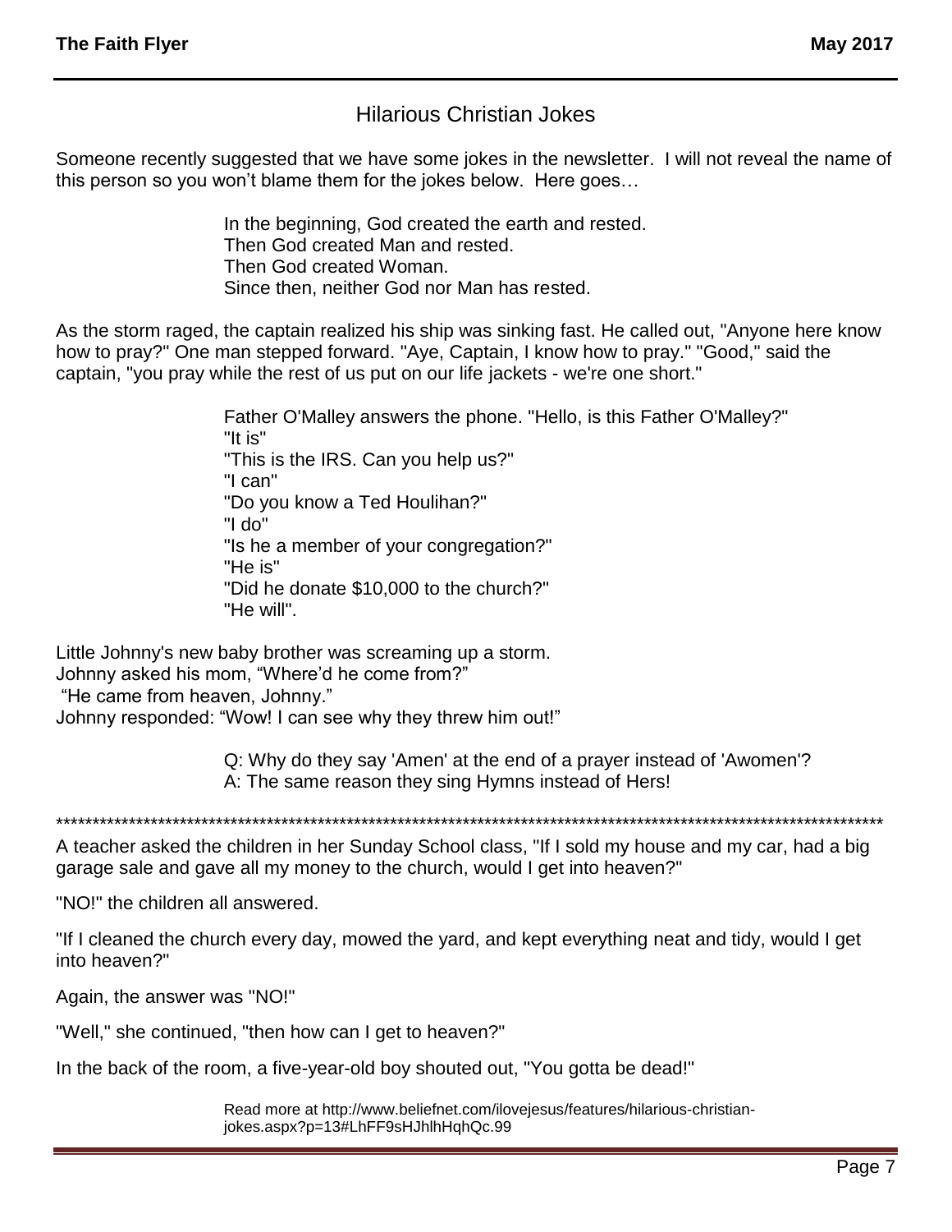## Hilarious Christian Jokes

Someone recently suggested that we have some jokes in the newsletter. I will not reveal the name of this person so you won't blame them for the jokes below. Here goes…

In the beginning, God created the earth and rested.
Then God created Man and rested.
Then God created Woman.
Since then, neither God nor Man has rested.

As the storm raged, the captain realized his ship was sinking fast. He called out, "Anyone here know how to pray?" One man stepped forward. "Aye, Captain, I know how to pray." "Good," said the captain, "you pray while the rest of us put on our life jackets - we're one short."

Father O'Malley answers the phone. "Hello, is this Father O'Malley?"
"It is"
"This is the IRS. Can you help us?"
"I can"
"Do you know a Ted Houlihan?"
"I do"
"Is he a member of your congregation?"
"He is"
"Did he donate $10,000 to the church?"
"He will".

Little Johnny's new baby brother was screaming up a storm.
Johnny asked his mom, "Where'd he come from?"
"He came from heaven, Johnny."
Johnny responded: "Wow! I can see why they threw him out!"

Q: Why do they say 'Amen' at the end of a prayer instead of 'Awomen'?
A: The same reason they sing Hymns instead of Hers!

****************************************************************************************************************

A teacher asked the children in her Sunday School class, "If I sold my house and my car, had a big garage sale and gave all my money to the church, would I get into heaven?"

"NO!" the children all answered.

"If I cleaned the church every day, mowed the yard, and kept everything neat and tidy, would I get into heaven?"

Again, the answer was "NO!"

"Well," she continued, "then how can I get to heaven?"

In the back of the room, a five-year-old boy shouted out, "You gotta be dead!"

Read more at http://www.beliefnet.com/ilovejesus/features/hilarious-christian-jokes.aspx?p=13#LhFF9sHJhlhHqhQc.99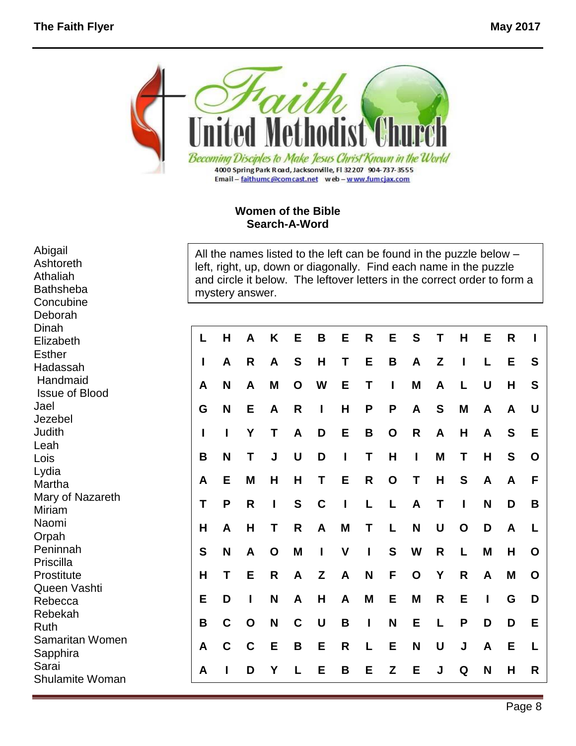Faith United Methodist Church

*Becoming Disciples to Make Jesus Christ Known in the World*

4000 Spring Park Road, Jacksonville, Fl 32207 904-737-3555

Email – faithumc@comcast.net web – www.fumcjax.com

## Women of the Bible
## Search-A-Word

All the names listed to the left can be found in the puzzle below – left, right, up, down or diagonally. Find each name in the puzzle and circle it below. The leftover letters in the correct order to form a mystery answer.

- Abigail
- Ashtoreth
- Athaliah
- Bathsheba
- Concubine
- Deborah
- Dinah
- Elizabeth
- Esther
- Hadassah
- Handmaid
- Issue of Blood
- Jael
- Jezebel
- Judith
- Leah
- Lois
- Lydia
- Martha
- Mary of Nazareth
- Miriam
- Naomi
- Orpah
- Peninnah
- Priscilla
- Prostitute
- Queen Vashti
- Rebecca
- Rebekah
- Ruth
- Samaritan Women
- Sapphira
- Sarai
- Shulamite Woman

| | | | | | | | | | | | | | | |
|---|---|---|---|---|---|---|---|---|---|---|---|---|---|---|
| L | H | A | K | E | B | E | R | E | S | T | H | E | R | I |
| I | A | R | A | S | H | T | E | B | A | Z | I | L | E | S |
| A | N | A | M | O | W | E | T | I | M | A | L | U | H | S |
| G | N | E | A | R | I | H | P | P | A | S | M | A | A | U |
| I | I | Y | T | A | D | E | B | O | R | A | H | A | S | E |
| B | N | T | J | U | D | I | T | H | I | M | T | H | S | O |
| A | E | M | H | H | T | E | R | O | T | H | S | A | A | F |
| T | P | R | I | S | C | I | L | L | A | T | I | N | D | B |
| H | A | H | T | R | A | M | T | L | N | U | O | D | A | L |
| S | N | A | O | M | I | V | I | S | W | R | L | M | H | O |
| H | T | E | R | A | Z | A | N | F | O | Y | R | A | M | O |
| E | D | I | N | A | H | A | M | E | M | R | E | I | G | D |
| B | C | O | N | C | U | B | I | N | E | L | P | D | D | E |
| A | C | C | E | B | E | R | L | E | N | U | J | A | E | L |
| A | I | D | Y | L | E | B | E | Z | E | J | Q | N | H | R |